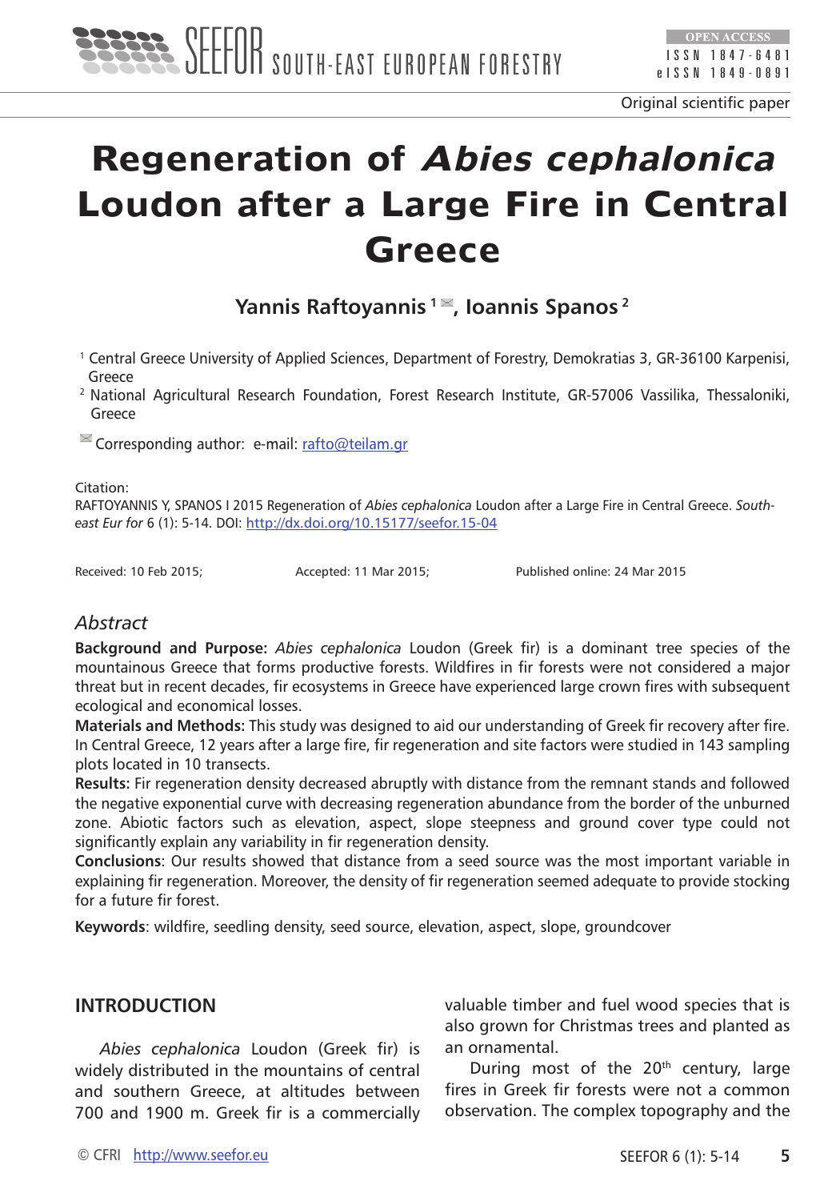Original scientific paper

# Regeneration of *Abies cephalonica* Loudon after a Large Fire in Central Greece

**Yannis Raftoyannis [1], Ioannis Spanos [2]**

[1] Central Greece University of Applied Sciences, Department of Forestry, Demokratias 3, GR-36100 Karpenisi, Greece

[2] National Agricultural Research Foundation, Forest Research Institute, GR-57006 Vassilika, Thessaloniki, Greece

Corresponding author: e-mail: rafto@teilam.gr

Citation:
RAFTOYANNIS Y, SPANOS I 2015 Regeneration of *Abies cephalonica* Loudon after a Large Fire in Central Greece. *South-east Eur for* 6 (1): 5-14. DOI: http://dx.doi.org/10.15177/seefor.15-04

Received: 10 Feb 2015; Accepted: 11 Mar 2015; Published online: 24 Mar 2015

## *Abstract*

**Background and Purpose:** *Abies cephalonica* Loudon (Greek fir) is a dominant tree species of the mountainous Greece that forms productive forests. Wildfires in fir forests were not considered a major threat but in recent decades, fir ecosystems in Greece have experienced large crown fires with subsequent ecological and economical losses.

**Materials and Methods:** This study was designed to aid our understanding of Greek fir recovery after fire. In Central Greece, 12 years after a large fire, fir regeneration and site factors were studied in 143 sampling plots located in 10 transects.

**Results:** Fir regeneration density decreased abruptly with distance from the remnant stands and followed the negative exponential curve with decreasing regeneration abundance from the border of the unburned zone. Abiotic factors such as elevation, aspect, slope steepness and ground cover type could not significantly explain any variability in fir regeneration density.

**Conclusions**: Our results showed that distance from a seed source was the most important variable in explaining fir regeneration. Moreover, the density of fir regeneration seemed adequate to provide stocking for a future fir forest.

**Keywords**: wildfire, seedling density, seed source, elevation, aspect, slope, groundcover

## INTRODUCTION

*Abies cephalonica* Loudon (Greek fir) is widely distributed in the mountains of central and southern Greece, at altitudes between 700 and 1900 m. Greek fir is a commercially valuable timber and fuel wood species that is also grown for Christmas trees and planted as an ornamental.

During most of the 20th century, large fires in Greek fir forests were not a common observation. The complex topography and the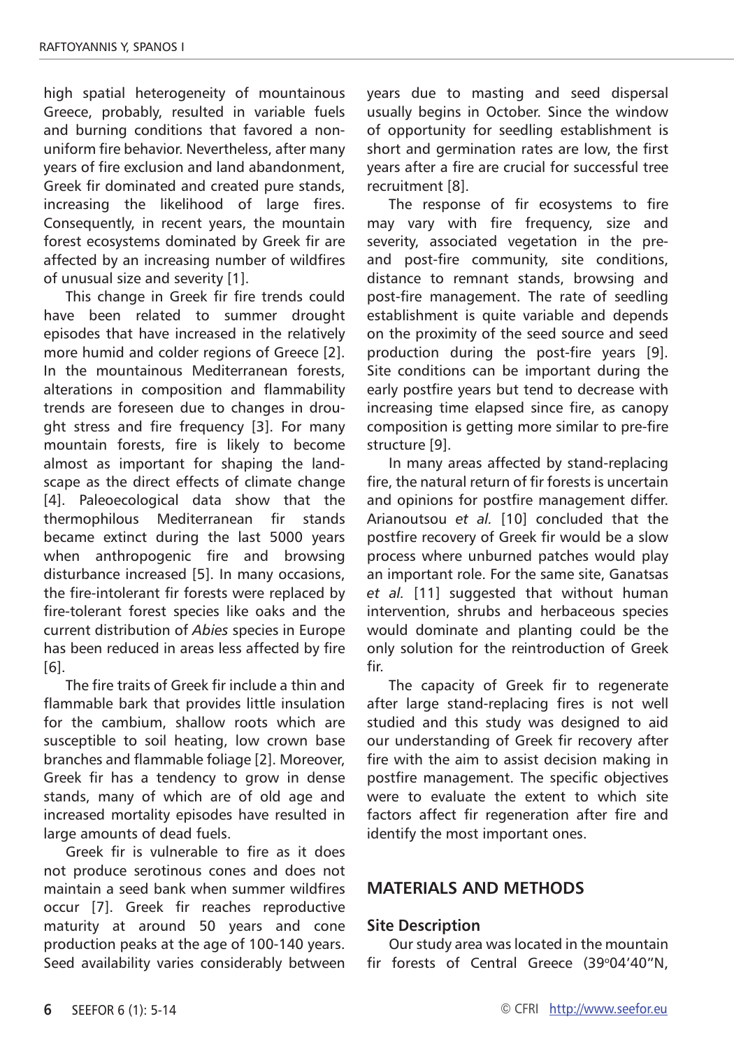high spatial heterogeneity of mountainous Greece, probably, resulted in variable fuels and burning conditions that favored a non-uniform fire behavior. Nevertheless, after many years of fire exclusion and land abandonment, Greek fir dominated and created pure stands, increasing the likelihood of large fires. Consequently, in recent years, the mountain forest ecosystems dominated by Greek fir are affected by an increasing number of wildfires of unusual size and severity [1].

This change in Greek fir fire trends could have been related to summer drought episodes that have increased in the relatively more humid and colder regions of Greece [2]. In the mountainous Mediterranean forests, alterations in composition and flammability trends are foreseen due to changes in drought stress and fire frequency [3]. For many mountain forests, fire is likely to become almost as important for shaping the landscape as the direct effects of climate change [4]. Paleoecological data show that the thermophilous Mediterranean fir stands became extinct during the last 5000 years when anthropogenic fire and browsing disturbance increased [5]. In many occasions, the fire-intolerant fir forests were replaced by fire-tolerant forest species like oaks and the current distribution of *Abies* species in Europe has been reduced in areas less affected by fire [6].

The fire traits of Greek fir include a thin and flammable bark that provides little insulation for the cambium, shallow roots which are susceptible to soil heating, low crown base branches and flammable foliage [2]. Moreover, Greek fir has a tendency to grow in dense stands, many of which are of old age and increased mortality episodes have resulted in large amounts of dead fuels.

Greek fir is vulnerable to fire as it does not produce serotinous cones and does not maintain a seed bank when summer wildfires occur [7]. Greek fir reaches reproductive maturity at around 50 years and cone production peaks at the age of 100-140 years. Seed availability varies considerably between years due to masting and seed dispersal usually begins in October. Since the window of opportunity for seedling establishment is short and germination rates are low, the first years after a fire are crucial for successful tree recruitment [8].

The response of fir ecosystems to fire may vary with fire frequency, size and severity, associated vegetation in the pre- and post-fire community, site conditions, distance to remnant stands, browsing and post-fire management. The rate of seedling establishment is quite variable and depends on the proximity of the seed source and seed production during the post-fire years [9]. Site conditions can be important during the early postfire years but tend to decrease with increasing time elapsed since fire, as canopy composition is getting more similar to pre-fire structure [9].

In many areas affected by stand-replacing fire, the natural return of fir forests is uncertain and opinions for postfire management differ. Arianoutsou *et al.* [10] concluded that the postfire recovery of Greek fir would be a slow process where unburned patches would play an important role. For the same site, Ganatsas *et al.* [11] suggested that without human intervention, shrubs and herbaceous species would dominate and planting could be the only solution for the reintroduction of Greek fir.

The capacity of Greek fir to regenerate after large stand-replacing fires is not well studied and this study was designed to aid our understanding of Greek fir recovery after fire with the aim to assist decision making in postfire management. The specific objectives were to evaluate the extent to which site factors affect fir regeneration after fire and identify the most important ones.

## MATERIALS AND METHODS

### Site Description

Our study area was located in the mountain fir forests of Central Greece (39°04'40"N,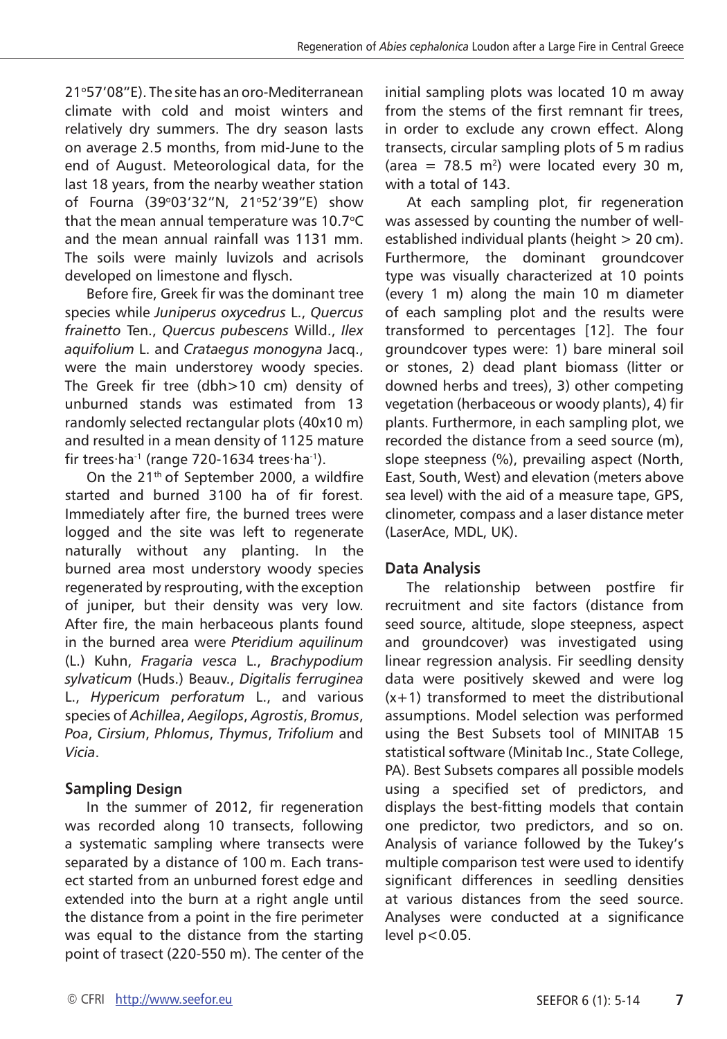21°57′08″E). The site has an oro-Mediterranean climate with cold and moist winters and relatively dry summers. The dry season lasts on average 2.5 months, from mid-June to the end of August. Meteorological data, for the last 18 years, from the nearby weather station of Fourna (39°03′32″N, 21°52′39″E) show that the mean annual temperature was 10.7°C and the mean annual rainfall was 1131 mm. The soils were mainly luvizols and acrisols developed on limestone and flysch.

Before fire, Greek fir was the dominant tree species while *Juniperus oxycedrus* L., *Quercus frainetto* Ten., *Quercus pubescens* Willd., *Ilex aquifolium* L. and *Crataegus monogyna* Jacq., were the main understorey woody species. The Greek fir tree (dbh>10 cm) density of unburned stands was estimated from 13 randomly selected rectangular plots (40x10 m) and resulted in a mean density of 1125 mature fir trees·ha$^{-1}$ (range 720-1634 trees·ha$^{-1}$).

On the 21$^{th}$ of September 2000, a wildfire started and burned 3100 ha of fir forest. Immediately after fire, the burned trees were logged and the site was left to regenerate naturally without any planting. In the burned area most understory woody species regenerated by resprouting, with the exception of juniper, but their density was very low. After fire, the main herbaceous plants found in the burned area were *Pteridium aquilinum* (L.) Kuhn, *Fragaria vesca* L., *Brachypodium sylvaticum* (Huds.) Beauv., *Digitalis ferruginea* L., *Hypericum perforatum* L., and various species of *Achillea*, *Aegilops*, *Agrostis*, *Bromus*, *Poa*, *Cirsium*, *Phlomus*, *Thymus*, *Trifolium* and *Vicia*.

## Sampling Design

In the summer of 2012, fir regeneration was recorded along 10 transects, following a systematic sampling where transects were separated by a distance of 100 m. Each transect started from an unburned forest edge and extended into the burn at a right angle until the distance from a point in the fire perimeter was equal to the distance from the starting point of trasect (220-550 m). The center of the initial sampling plots was located 10 m away from the stems of the first remnant fir trees, in order to exclude any crown effect. Along transects, circular sampling plots of 5 m radius (area = 78.5 m$^2$) were located every 30 m, with a total of 143.

At each sampling plot, fir regeneration was assessed by counting the number of well-established individual plants (height > 20 cm). Furthermore, the dominant groundcover type was visually characterized at 10 points (every 1 m) along the main 10 m diameter of each sampling plot and the results were transformed to percentages [12]. The four groundcover types were: 1) bare mineral soil or stones, 2) dead plant biomass (litter or downed herbs and trees), 3) other competing vegetation (herbaceous or woody plants), 4) fir plants. Furthermore, in each sampling plot, we recorded the distance from a seed source (m), slope steepness (%), prevailing aspect (North, East, South, West) and elevation (meters above sea level) with the aid of a measure tape, GPS, clinometer, compass and a laser distance meter (LaserAce, MDL, UK).

## Data Analysis

The relationship between postfire fir recruitment and site factors (distance from seed source, altitude, slope steepness, aspect and groundcover) was investigated using linear regression analysis. Fir seedling density data were positively skewed and were log (x+1) transformed to meet the distributional assumptions. Model selection was performed using the Best Subsets tool of MINITAB 15 statistical software (Minitab Inc., State College, PA). Best Subsets compares all possible models using a specified set of predictors, and displays the best-fitting models that contain one predictor, two predictors, and so on. Analysis of variance followed by the Tukey's multiple comparison test were used to identify significant differences in seedling densities at various distances from the seed source. Analyses were conducted at a significance level $p<0.05$.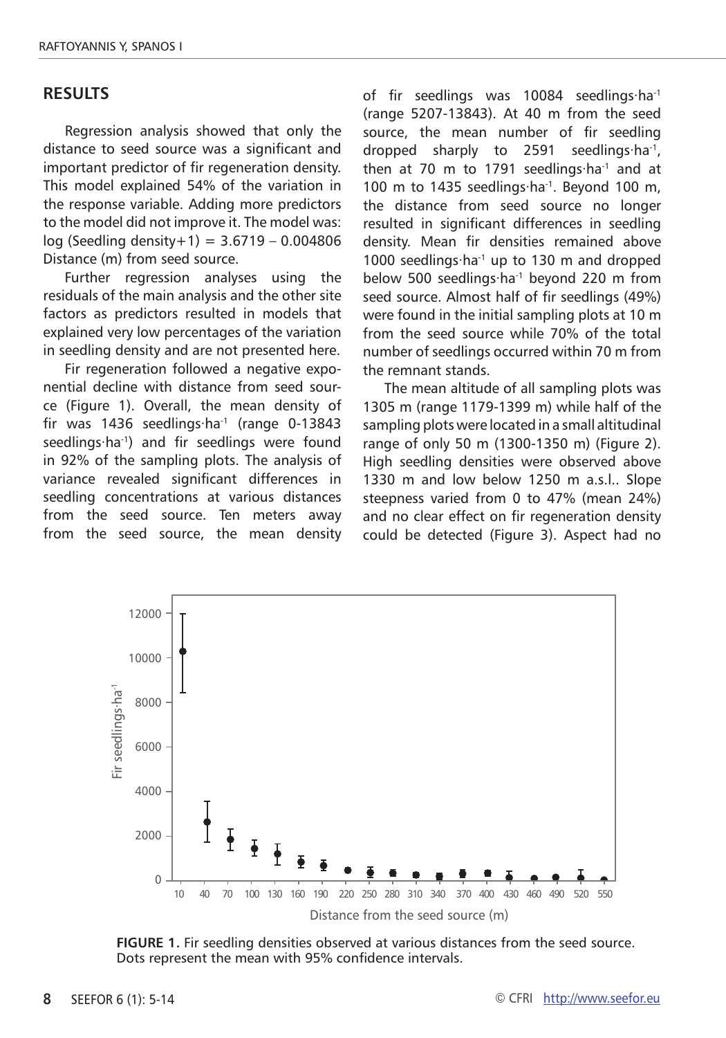## RESULTS

Regression analysis showed that only the distance to seed source was a significant and important predictor of fir regeneration density. This model explained 54% of the variation in the response variable. Adding more predictors to the model did not improve it. The model was: log (Seedling density+1) = 3.6719 – 0.004806 Distance (m) from seed source.

Further regression analyses using the residuals of the main analysis and the other site factors as predictors resulted in models that explained very low percentages of the variation in seedling density and are not presented here.

Fir regeneration followed a negative exponential decline with distance from seed source (Figure 1). Overall, the mean density of fir was 1436 seedlings·ha$^{-1}$ (range 0-13843 seedlings·ha$^{-1}$) and fir seedlings were found in 92% of the sampling plots. The analysis of variance revealed significant differences in seedling concentrations at various distances from the seed source. Ten meters away from the seed source, the mean density of fir seedlings was 10084 seedlings·ha$^{-1}$ (range 5207-13843). At 40 m from the seed source, the mean number of fir seedling dropped sharply to 2591 seedlings·ha$^{-1}$, then at 70 m to 1791 seedlings·ha$^{-1}$ and at 100 m to 1435 seedlings·ha$^{-1}$. Beyond 100 m, the distance from seed source no longer resulted in significant differences in seedling density. Mean fir densities remained above 1000 seedlings·ha$^{-1}$ up to 130 m and dropped below 500 seedlings·ha$^{-1}$ beyond 220 m from seed source. Almost half of fir seedlings (49%) were found in the initial sampling plots at 10 m from the seed source while 70% of the total number of seedlings occurred within 70 m from the remnant stands.

The mean altitude of all sampling plots was 1305 m (range 1179-1399 m) while half of the sampling plots were located in a small altitudinal range of only 50 m (1300-1350 m) (Figure 2). High seedling densities were observed above 1330 m and low below 1250 m a.s.l.. Slope steepness varied from 0 to 47% (mean 24%) and no clear effect on fir regeneration density could be detected (Figure 3). Aspect had no

**FIGURE 1.** Fir seedling densities observed at various distances from the seed source. Dots represent the mean with 95% confidence intervals.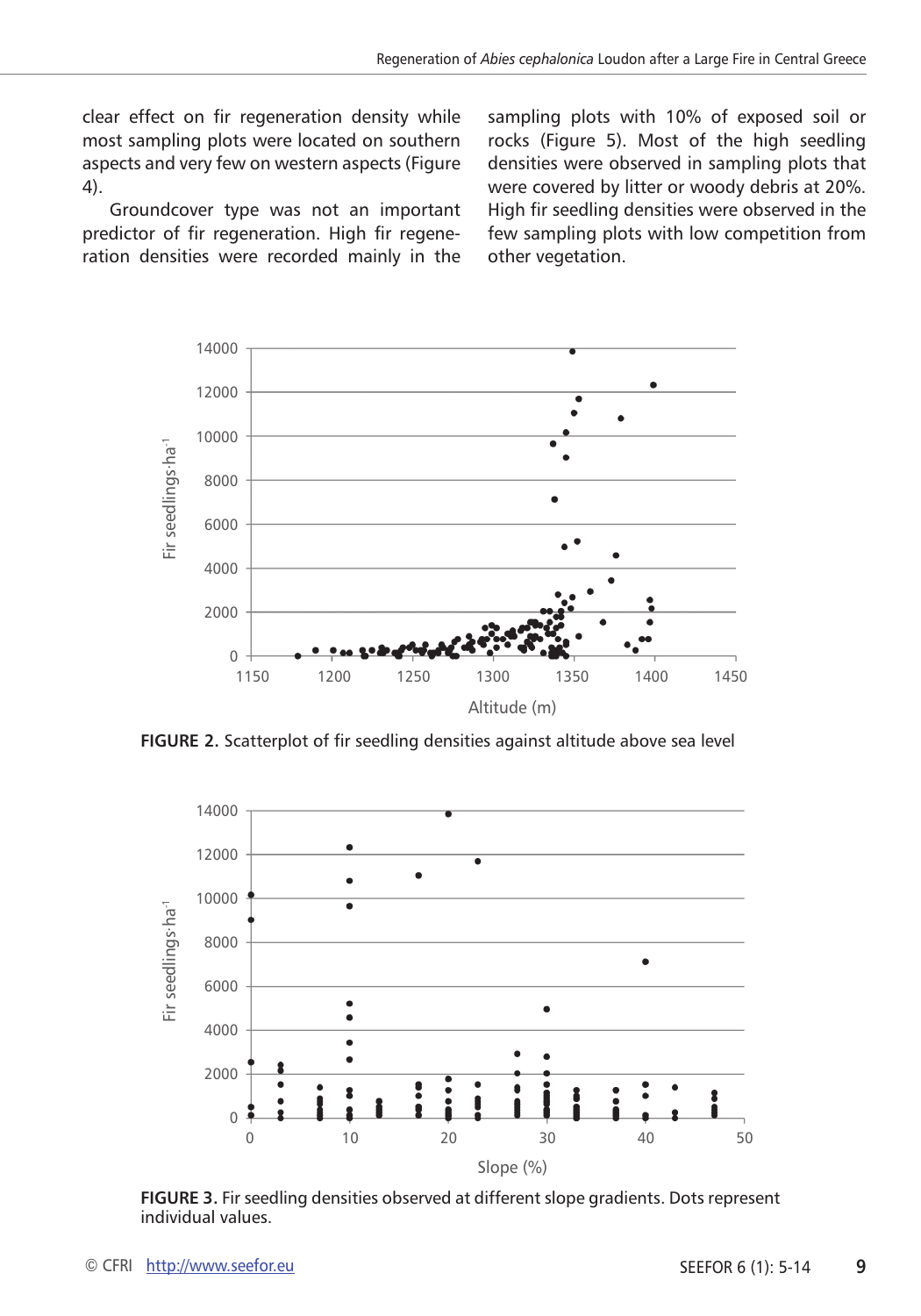clear effect on fir regeneration density while most sampling plots were located on southern aspects and very few on western aspects (Figure 4).

Groundcover type was not an important predictor of fir regeneration. High fir regeneration densities were recorded mainly in the sampling plots with 10% of exposed soil or rocks (Figure 5). Most of the high seedling densities were observed in sampling plots that were covered by litter or woody debris at 20%. High fir seedling densities were observed in the few sampling plots with low competition from other vegetation.

**FIGURE 2.** Scatterplot of fir seedling densities against altitude above sea level

**FIGURE 3.** Fir seedling densities observed at different slope gradients. Dots represent individual values.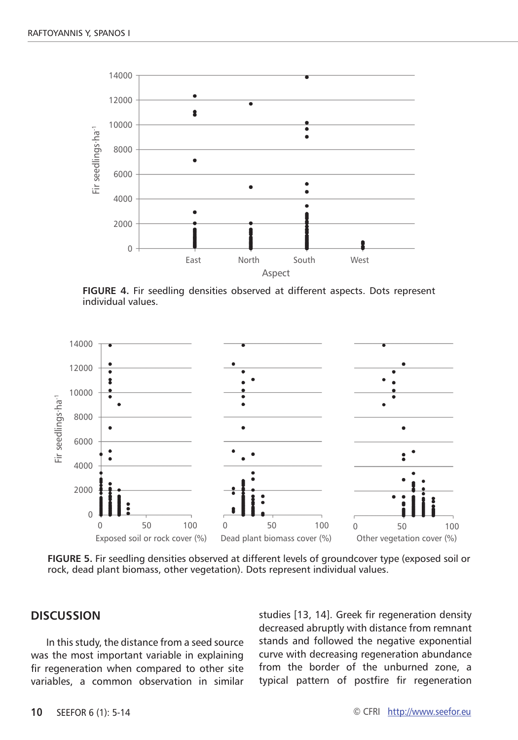FIGURE 4. Fir seedling densities observed at different aspects. Dots represent individual values.

FIGURE 5. Fir seedling densities observed at different levels of groundcover type (exposed soil or rock, dead plant biomass, other vegetation). Dots represent individual values.

## DISCUSSION

In this study, the distance from a seed source was the most important variable in explaining fir regeneration when compared to other site variables, a common observation in similar studies [13, 14]. Greek fir regeneration density decreased abruptly with distance from remnant stands and followed the negative exponential curve with decreasing regeneration abundance from the border of the unburned zone, a typical pattern of postfire fir regeneration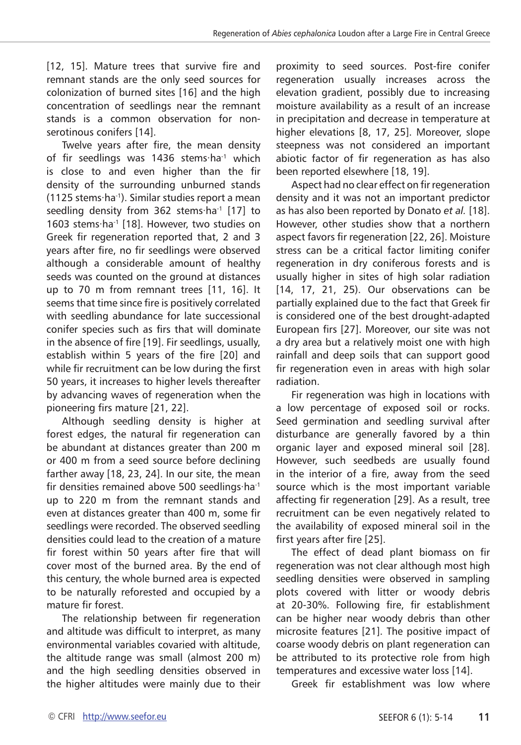[12, 15]. Mature trees that survive fire and remnant stands are the only seed sources for colonization of burned sites [16] and the high concentration of seedlings near the remnant stands is a common observation for non-serotinous conifers [14].

Twelve years after fire, the mean density of fir seedlings was 1436 stems·ha$^{-1}$ which is close to and even higher than the fir density of the surrounding unburned stands (1125 stems·ha$^{-1}$). Similar studies report a mean seedling density from 362 stems·ha$^{-1}$ [17] to 1603 stems·ha$^{-1}$ [18]. However, two studies on Greek fir regeneration reported that, 2 and 3 years after fire, no fir seedlings were observed although a considerable amount of healthy seeds was counted on the ground at distances up to 70 m from remnant trees [11, 16]. It seems that time since fire is positively correlated with seedling abundance for late successional conifer species such as firs that will dominate in the absence of fire [19]. Fir seedlings, usually, establish within 5 years of the fire [20] and while fir recruitment can be low during the first 50 years, it increases to higher levels thereafter by advancing waves of regeneration when the pioneering firs mature [21, 22].

Although seedling density is higher at forest edges, the natural fir regeneration can be abundant at distances greater than 200 m or 400 m from a seed source before declining farther away [18, 23, 24]. In our site, the mean fir densities remained above 500 seedlings·ha$^{-1}$ up to 220 m from the remnant stands and even at distances greater than 400 m, some fir seedlings were recorded. The observed seedling densities could lead to the creation of a mature fir forest within 50 years after fire that will cover most of the burned area. By the end of this century, the whole burned area is expected to be naturally reforested and occupied by a mature fir forest.

The relationship between fir regeneration and altitude was difficult to interpret, as many environmental variables covaried with altitude, the altitude range was small (almost 200 m) and the high seedling densities observed in the higher altitudes were mainly due to their proximity to seed sources. Post-fire conifer regeneration usually increases across the elevation gradient, possibly due to increasing moisture availability as a result of an increase in precipitation and decrease in temperature at higher elevations [8, 17, 25]. Moreover, slope steepness was not considered an important abiotic factor of fir regeneration as has also been reported elsewhere [18, 19].

Aspect had no clear effect on fir regeneration density and it was not an important predictor as has also been reported by Donato *et al.* [18]. However, other studies show that a northern aspect favors fir regeneration [22, 26]. Moisture stress can be a critical factor limiting conifer regeneration in dry coniferous forests and is usually higher in sites of high solar radiation [14, 17, 21, 25]. Our observations can be partially explained due to the fact that Greek fir is considered one of the best drought-adapted European firs [27]. Moreover, our site was not a dry area but a relatively moist one with high rainfall and deep soils that can support good fir regeneration even in areas with high solar radiation.

Fir regeneration was high in locations with a low percentage of exposed soil or rocks. Seed germination and seedling survival after disturbance are generally favored by a thin organic layer and exposed mineral soil [28]. However, such seedbeds are usually found in the interior of a fire, away from the seed source which is the most important variable affecting fir regeneration [29]. As a result, tree recruitment can be even negatively related to the availability of exposed mineral soil in the first years after fire [25].

The effect of dead plant biomass on fir regeneration was not clear although most high seedling densities were observed in sampling plots covered with litter or woody debris at 20-30%. Following fire, fir establishment can be higher near woody debris than other microsite features [21]. The positive impact of coarse woody debris on plant regeneration can be attributed to its protective role from high temperatures and excessive water loss [14].

Greek fir establishment was low where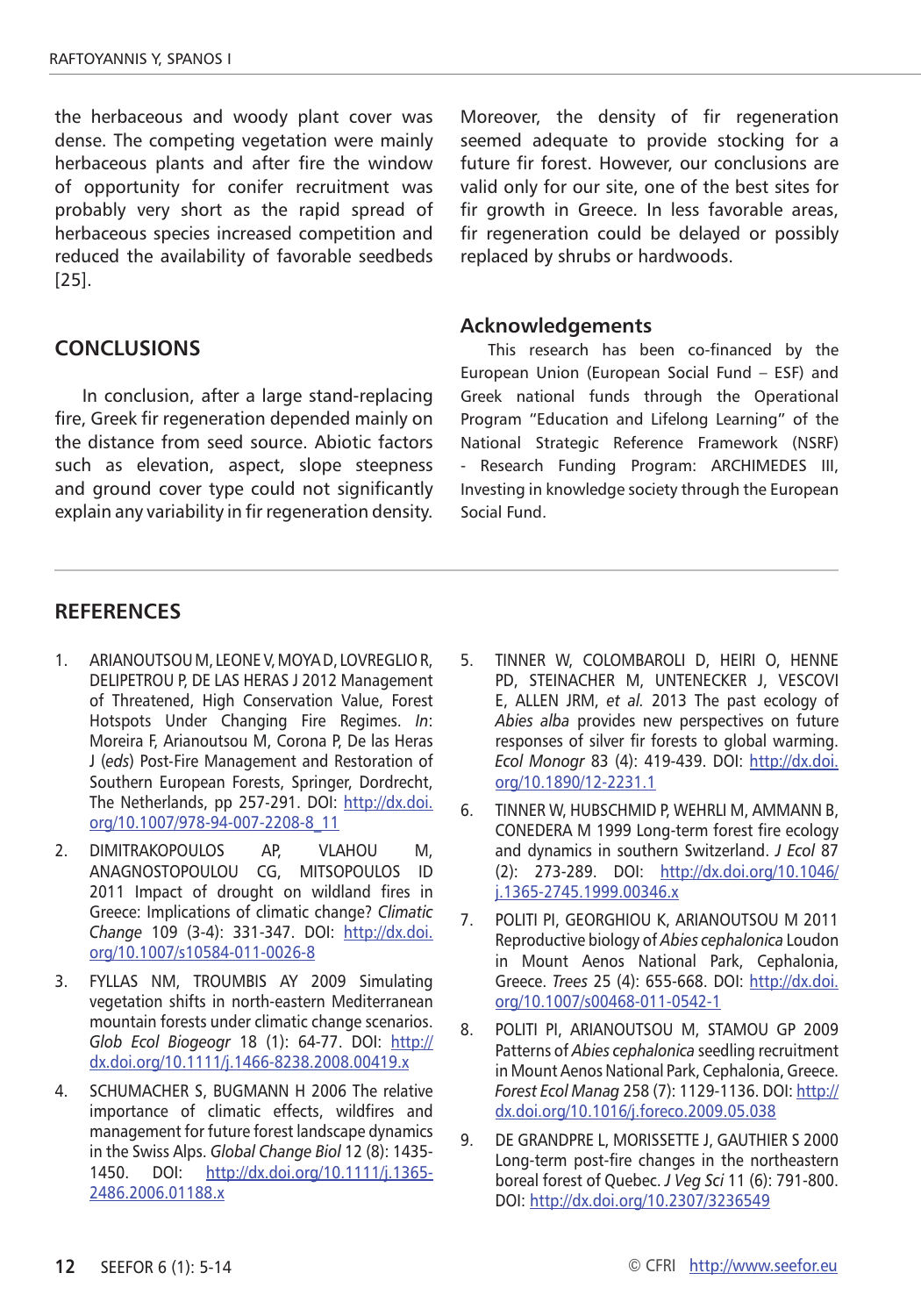the herbaceous and woody plant cover was dense. The competing vegetation were mainly herbaceous plants and after fire the window of opportunity for conifer recruitment was probably very short as the rapid spread of herbaceous species increased competition and reduced the availability of favorable seedbeds [25].

## CONCLUSIONS

In conclusion, after a large stand-replacing fire, Greek fir regeneration depended mainly on the distance from seed source. Abiotic factors such as elevation, aspect, slope steepness and ground cover type could not significantly explain any variability in fir regeneration density. Moreover, the density of fir regeneration seemed adequate to provide stocking for a future fir forest. However, our conclusions are valid only for our site, one of the best sites for fir growth in Greece. In less favorable areas, fir regeneration could be delayed or possibly replaced by shrubs or hardwoods.

### Acknowledgements

This research has been co-financed by the European Union (European Social Fund – ESF) and Greek national funds through the Operational Program "Education and Lifelong Learning" of the National Strategic Reference Framework (NSRF) - Research Funding Program: ARCHIMEDES III, Investing in knowledge society through the European Social Fund.

## REFERENCES

1. ARIANOUTSOU M, LEONE V, MOYA D, LOVREGLIO R, DELIPETROU P, DE LAS HERAS J 2012 Management of Threatened, High Conservation Value, Forest Hotspots Under Changing Fire Regimes. *In*: Moreira F, Arianoutsou M, Corona P, De las Heras J (*eds*) Post-Fire Management and Restoration of Southern European Forests, Springer, Dordrecht, The Netherlands, pp 257-291. DOI: http://dx.doi.org/10.1007/978-94-007-2208-8_11
2. DIMITRAKOPOULOS AP, VLAHOU M, ANAGNOSTOPOULOU CG, MITSOPOULOS ID 2011 Impact of drought on wildland fires in Greece: Implications of climatic change? *Climatic Change* 109 (3-4): 331-347. DOI: http://dx.doi.org/10.1007/s10584-011-0026-8
3. FYLLAS NM, TROUMBIS AY 2009 Simulating vegetation shifts in north-eastern Mediterranean mountain forests under climatic change scenarios. *Glob Ecol Biogeogr* 18 (1): 64-77. DOI: http://dx.doi.org/10.1111/j.1466-8238.2008.00419.x
4. SCHUMACHER S, BUGMANN H 2006 The relative importance of climatic effects, wildfires and management for future forest landscape dynamics in the Swiss Alps. *Global Change Biol* 12 (8): 1435-1450. DOI: http://dx.doi.org/10.1111/j.1365-2486.2006.01188.x
5. TINNER W, COLOMBAROLI D, HEIRI O, HENNE PD, STEINACHER M, UNTENECKER J, VESCOVI E, ALLEN JRM, *et al.* 2013 The past ecology of *Abies alba* provides new perspectives on future responses of silver fir forests to global warming. *Ecol Monogr* 83 (4): 419-439. DOI: http://dx.doi.org/10.1890/12-2231.1
6. TINNER W, HUBSCHMID P, WEHRLI M, AMMANN B, CONEDERA M 1999 Long-term forest fire ecology and dynamics in southern Switzerland. *J Ecol* 87 (2): 273-289. DOI: http://dx.doi.org/10.1046/j.1365-2745.1999.00346.x
7. POLITI PI, GEORGHIOU K, ARIANOUTSOU M 2011 Reproductive biology of *Abies cephalonica* Loudon in Mount Aenos National Park, Cephalonia, Greece. *Trees* 25 (4): 655-668. DOI: http://dx.doi.org/10.1007/s00468-011-0542-1
8. POLITI PI, ARIANOUTSOU M, STAMOU GP 2009 Patterns of *Abies cephalonica* seedling recruitment in Mount Aenos National Park, Cephalonia, Greece. *Forest Ecol Manag* 258 (7): 1129-1136. DOI: http://dx.doi.org/10.1016/j.foreco.2009.05.038
9. DE GRANDPRE L, MORISSETTE J, GAUTHIER S 2000 Long-term post-fire changes in the northeastern boreal forest of Quebec. *J Veg Sci* 11 (6): 791-800. DOI: http://dx.doi.org/10.2307/3236549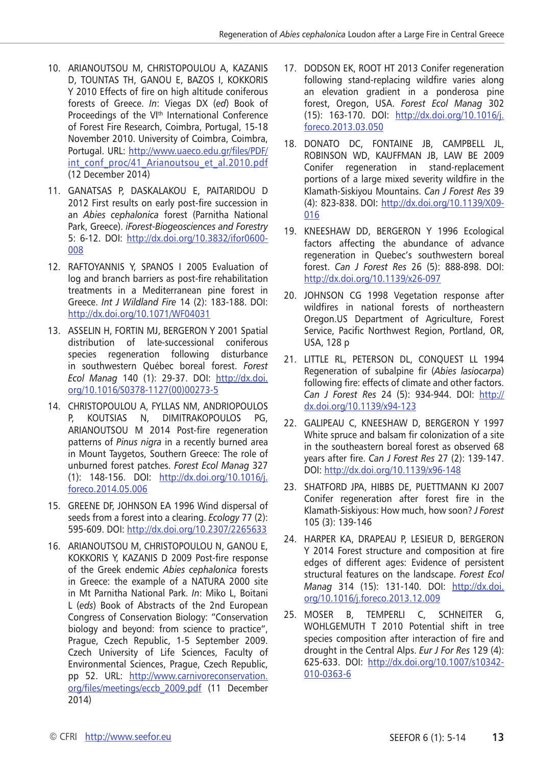10. ARIANOUTSOU M, CHRISTOPOULOU A, KAZANIS D, TOUNTAS TH, GANOU E, BAZOS I, KOKKORIS Y 2010 Effects of fire on high altitude coniferous forests of Greece. *In*: Viegas DX (*ed*) Book of Proceedings of the VI[th] International Conference of Forest Fire Research, Coimbra, Portugal, 15-18 November 2010. University of Coimbra, Coimbra, Portugal. URL: http://www.uaeco.edu.gr/files/PDF/int_conf_proc/41_Arianoutsou_et_al.2010.pdf (12 December 2014)

11. GANATSAS P, DASKALAKOU E, PAITARIDOU D 2012 First results on early post-fire succession in an *Abies cephalonica* forest (Parnitha National Park, Greece). *iForest-Biogeosciences and Forestry* 5: 6-12. DOI: http://dx.doi.org/10.3832/ifor0600-008

12. RAFTOYANNIS Y, SPANOS I 2005 Evaluation of log and branch barriers as post-fire rehabilitation treatments in a Mediterranean pine forest in Greece. *Int J Wildland Fire* 14 (2): 183-188. DOI: http://dx.doi.org/10.1071/WF04031

13. ASSELIN H, FORTIN MJ, BERGERON Y 2001 Spatial distribution of late-successional coniferous species regeneration following disturbance in southwestern Québec boreal forest. *Forest Ecol Manag* 140 (1): 29-37. DOI: http://dx.doi.org/10.1016/S0378-1127(00)00273-5

14. CHRISTOPOULOU A, FYLLAS NM, ANDRIOPOULOS P, KOUTSIAS N, DIMITRAKOPOULOS PG, ARIANOUTSOU M 2014 Post-fire regeneration patterns of *Pinus nigra* in a recently burned area in Mount Taygetos, Southern Greece: The role of unburned forest patches. *Forest Ecol Manag* 327 (1): 148-156. DOI: http://dx.doi.org/10.1016/j.foreco.2014.05.006

15. GREENE DF, JOHNSON EA 1996 Wind dispersal of seeds from a forest into a clearing. *Ecology* 77 (2): 595-609. DOI: http://dx.doi.org/10.2307/2265633

16. ARIANOUTSOU M, CHRISTOPOULOU N, GANOU E, KOKKORIS Y, KAZANIS D 2009 Post-fire response of the Greek endemic *Abies cephalonica* forests in Greece: the example of a NATURA 2000 site in Mt Parnitha National Park. *In*: Miko L, Boitani L (*eds*) Book of Abstracts of the 2nd European Congress of Conservation Biology: "Conservation biology and beyond: from science to practice", Prague, Czech Republic, 1-5 September 2009. Czech University of Life Sciences, Faculty of Environmental Sciences, Prague, Czech Republic, pp 52. URL: http://www.carnivoreconservation.org/files/meetings/eccb_2009.pdf (11 December 2014)

17. DODSON EK, ROOT HT 2013 Conifer regeneration following stand-replacing wildfire varies along an elevation gradient in a ponderosa pine forest, Oregon, USA. *Forest Ecol Manag* 302 (15): 163-170. DOI: http://dx.doi.org/10.1016/j.foreco.2013.03.050

18. DONATO DC, FONTAINE JB, CAMPBELL JL, ROBINSON WD, KAUFFMAN JB, LAW BE 2009 Conifer regeneration in stand-replacement portions of a large mixed severity wildfire in the Klamath-Siskiyou Mountains. *Can J Forest Res* 39 (4): 823-838. DOI: http://dx.doi.org/10.1139/X09-016

19. KNEESHAW DD, BERGERON Y 1996 Ecological factors affecting the abundance of advance regeneration in Quebec's southwestern boreal forest. *Can J Forest Res* 26 (5): 888-898. DOI: http://dx.doi.org/10.1139/x26-097

20. JOHNSON CG 1998 Vegetation response after wildfires in national forests of northeastern Oregon.US Department of Agriculture, Forest Service, Pacific Northwest Region, Portland, OR, USA, 128 p

21. LITTLE RL, PETERSON DL, CONQUEST LL 1994 Regeneration of subalpine fir (*Abies lasiocarpa*) following fire: effects of climate and other factors. *Can J Forest Res* 24 (5): 934-944. DOI: http://dx.doi.org/10.1139/x94-123

22. GALIPEAU C, KNEESHAW D, BERGERON Y 1997 White spruce and balsam fir colonization of a site in the southeastern boreal forest as observed 68 years after fire. *Can J Forest Res* 27 (2): 139-147. DOI: http://dx.doi.org/10.1139/x96-148

23. SHATFORD JPA, HIBBS DE, PUETTMANN KJ 2007 Conifer regeneration after forest fire in the Klamath-Siskiyous: How much, how soon? *J Forest* 105 (3): 139-146

24. HARPER KA, DRAPEAU P, LESIEUR D, BERGERON Y 2014 Forest structure and composition at fire edges of different ages: Evidence of persistent structural features on the landscape. *Forest Ecol Manag* 314 (15): 131-140. DOI: http://dx.doi.org/10.1016/j.foreco.2013.12.009

25. MOSER B, TEMPERLI C, SCHNEITER G, WOHLGEMUTH T 2010 Potential shift in tree species composition after interaction of fire and drought in the Central Alps. *Eur J For Res* 129 (4): 625-633. DOI: http://dx.doi.org/10.1007/s10342-010-0363-6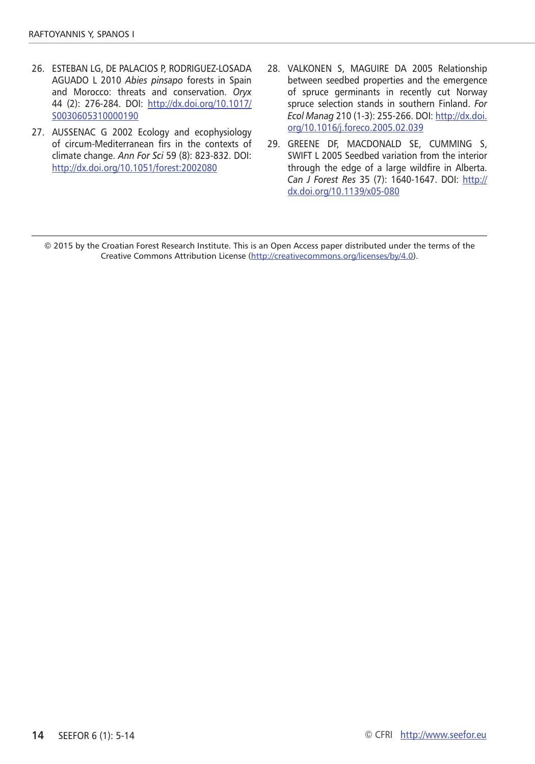26. ESTEBAN LG, DE PALACIOS P, RODRIGUEZ-LOSADA AGUADO L 2010 *Abies pinsapo* forests in Spain and Morocco: threats and conservation. *Oryx* 44 (2): 276-284. DOI: http://dx.doi.org/10.1017/S0030605310000190

27. AUSSENAC G 2002 Ecology and ecophysiology of circum-Mediterranean firs in the contexts of climate change. *Ann For Sci* 59 (8): 823-832. DOI: http://dx.doi.org/10.1051/forest:2002080

28. VALKONEN S, MAGUIRE DA 2005 Relationship between seedbed properties and the emergence of spruce germinants in recently cut Norway spruce selection stands in southern Finland. *For Ecol Manag* 210 (1-3): 255-266. DOI: http://dx.doi.org/10.1016/j.foreco.2005.02.039

29. GREENE DF, MACDONALD SE, CUMMING S, SWIFT L 2005 Seedbed variation from the interior through the edge of a large wildfire in Alberta. *Can J Forest Res* 35 (7): 1640-1647. DOI: http://dx.doi.org/10.1139/x05-080

---

© 2015 by the Croatian Forest Research Institute. This is an Open Access paper distributed under the terms of the Creative Commons Attribution License (http://creativecommons.org/licenses/by/4.0).